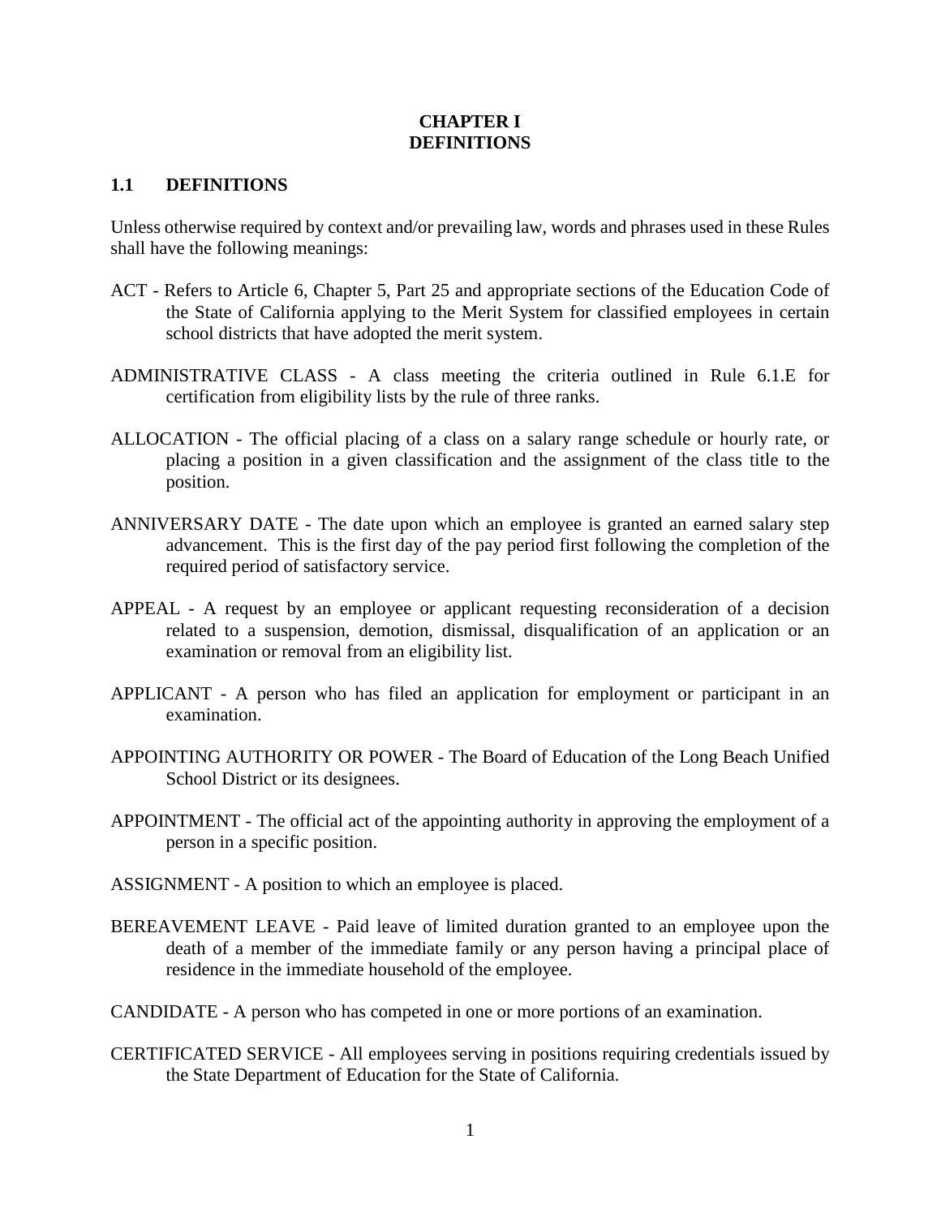# CHAPTER I
# DEFINITIONS

## 1.1 DEFINITIONS

Unless otherwise required by context and/or prevailing law, words and phrases used in these Rules shall have the following meanings:

ACT - Refers to Article 6, Chapter 5, Part 25 and appropriate sections of the Education Code of the State of California applying to the Merit System for classified employees in certain school districts that have adopted the merit system.

ADMINISTRATIVE CLASS - A class meeting the criteria outlined in Rule 6.1.E for certification from eligibility lists by the rule of three ranks.

ALLOCATION - The official placing of a class on a salary range schedule or hourly rate, or placing a position in a given classification and the assignment of the class title to the position.

ANNIVERSARY DATE - The date upon which an employee is granted an earned salary step advancement. This is the first day of the pay period first following the completion of the required period of satisfactory service.

APPEAL - A request by an employee or applicant requesting reconsideration of a decision related to a suspension, demotion, dismissal, disqualification of an application or an examination or removal from an eligibility list.

APPLICANT - A person who has filed an application for employment or participant in an examination.

APPOINTING AUTHORITY OR POWER - The Board of Education of the Long Beach Unified School District or its designees.

APPOINTMENT - The official act of the appointing authority in approving the employment of a person in a specific position.

ASSIGNMENT - A position to which an employee is placed.

BEREAVEMENT LEAVE - Paid leave of limited duration granted to an employee upon the death of a member of the immediate family or any person having a principal place of residence in the immediate household of the employee.

CANDIDATE - A person who has competed in one or more portions of an examination.

CERTIFICATED SERVICE - All employees serving in positions requiring credentials issued by the State Department of Education for the State of California.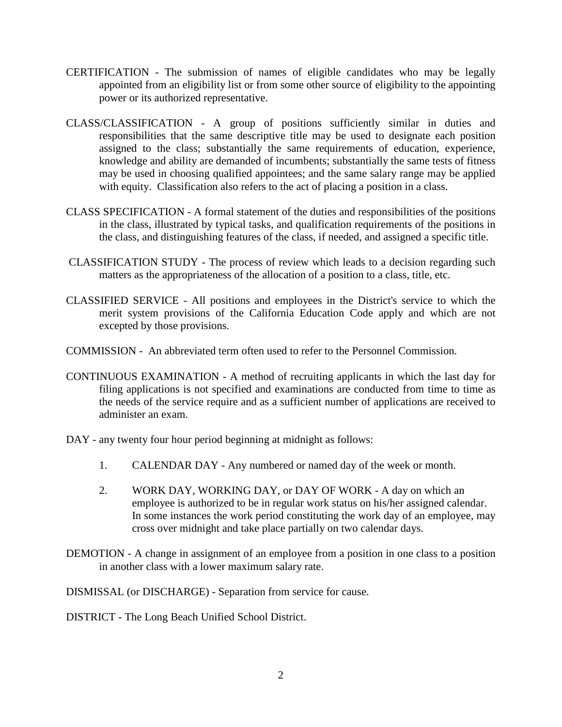CERTIFICATION - The submission of names of eligible candidates who may be legally appointed from an eligibility list or from some other source of eligibility to the appointing power or its authorized representative.

CLASS/CLASSIFICATION - A group of positions sufficiently similar in duties and responsibilities that the same descriptive title may be used to designate each position assigned to the class; substantially the same requirements of education, experience, knowledge and ability are demanded of incumbents; substantially the same tests of fitness may be used in choosing qualified appointees; and the same salary range may be applied with equity. Classification also refers to the act of placing a position in a class.

CLASS SPECIFICATION - A formal statement of the duties and responsibilities of the positions in the class, illustrated by typical tasks, and qualification requirements of the positions in the class, and distinguishing features of the class, if needed, and assigned a specific title.

CLASSIFICATION STUDY - The process of review which leads to a decision regarding such matters as the appropriateness of the allocation of a position to a class, title, etc.

CLASSIFIED SERVICE - All positions and employees in the District's service to which the merit system provisions of the California Education Code apply and which are not excepted by those provisions.

COMMISSION - An abbreviated term often used to refer to the Personnel Commission.

CONTINUOUS EXAMINATION - A method of recruiting applicants in which the last day for filing applications is not specified and examinations are conducted from time to time as the needs of the service require and as a sufficient number of applications are received to administer an exam.

DAY - any twenty four hour period beginning at midnight as follows:

1. CALENDAR DAY - Any numbered or named day of the week or month.

2. WORK DAY, WORKING DAY, or DAY OF WORK - A day on which an employee is authorized to be in regular work status on his/her assigned calendar. In some instances the work period constituting the work day of an employee, may cross over midnight and take place partially on two calendar days.

DEMOTION - A change in assignment of an employee from a position in one class to a position in another class with a lower maximum salary rate.

DISMISSAL (or DISCHARGE) - Separation from service for cause.

DISTRICT - The Long Beach Unified School District.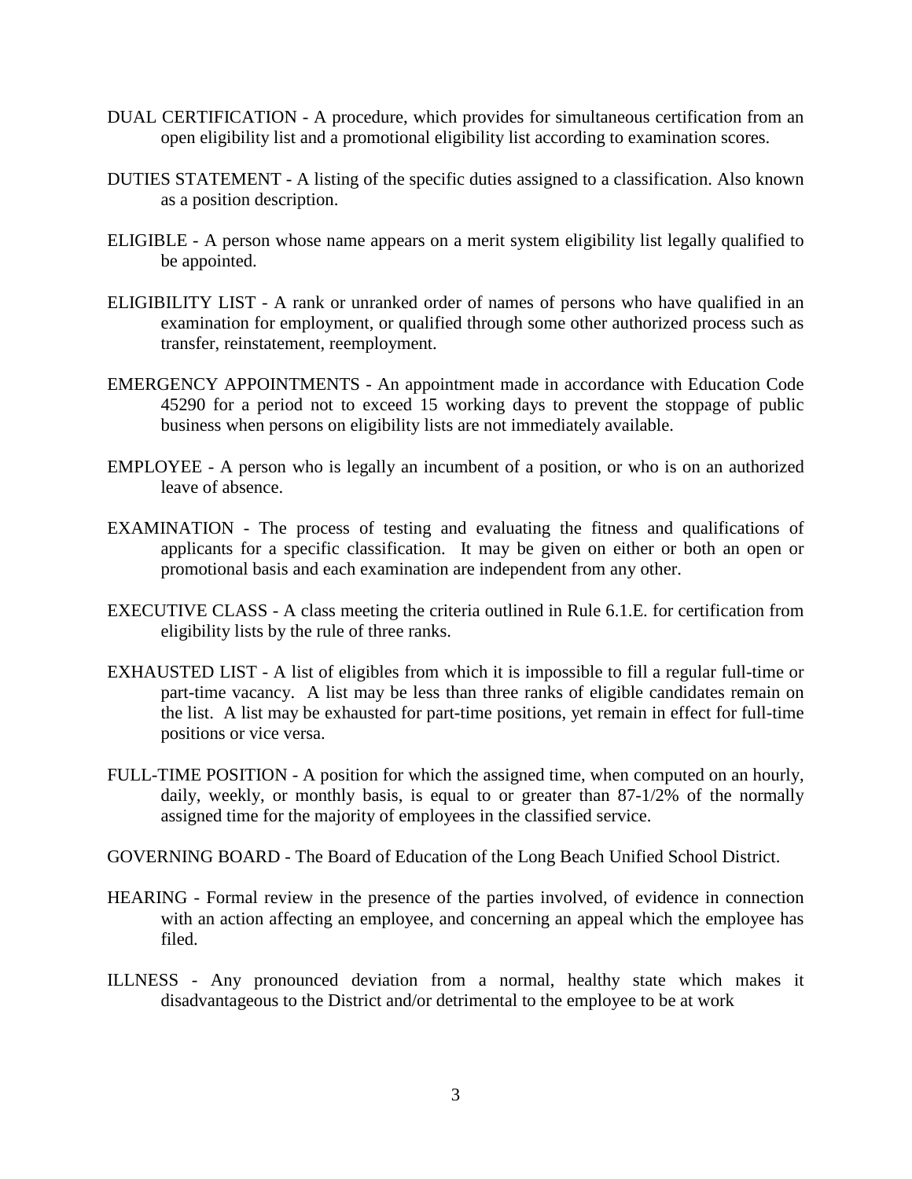DUAL CERTIFICATION - A procedure, which provides for simultaneous certification from an open eligibility list and a promotional eligibility list according to examination scores.

DUTIES STATEMENT - A listing of the specific duties assigned to a classification. Also known as a position description.

ELIGIBLE - A person whose name appears on a merit system eligibility list legally qualified to be appointed.

ELIGIBILITY LIST - A rank or unranked order of names of persons who have qualified in an examination for employment, or qualified through some other authorized process such as transfer, reinstatement, reemployment.

EMERGENCY APPOINTMENTS - An appointment made in accordance with Education Code 45290 for a period not to exceed 15 working days to prevent the stoppage of public business when persons on eligibility lists are not immediately available.

EMPLOYEE - A person who is legally an incumbent of a position, or who is on an authorized leave of absence.

EXAMINATION - The process of testing and evaluating the fitness and qualifications of applicants for a specific classification. It may be given on either or both an open or promotional basis and each examination are independent from any other.

EXECUTIVE CLASS - A class meeting the criteria outlined in Rule 6.1.E. for certification from eligibility lists by the rule of three ranks.

EXHAUSTED LIST - A list of eligibles from which it is impossible to fill a regular full-time or part-time vacancy. A list may be less than three ranks of eligible candidates remain on the list. A list may be exhausted for part-time positions, yet remain in effect for full-time positions or vice versa.

FULL-TIME POSITION - A position for which the assigned time, when computed on an hourly, daily, weekly, or monthly basis, is equal to or greater than 87-1/2% of the normally assigned time for the majority of employees in the classified service.

GOVERNING BOARD - The Board of Education of the Long Beach Unified School District.

HEARING - Formal review in the presence of the parties involved, of evidence in connection with an action affecting an employee, and concerning an appeal which the employee has filed.

ILLNESS - Any pronounced deviation from a normal, healthy state which makes it disadvantageous to the District and/or detrimental to the employee to be at work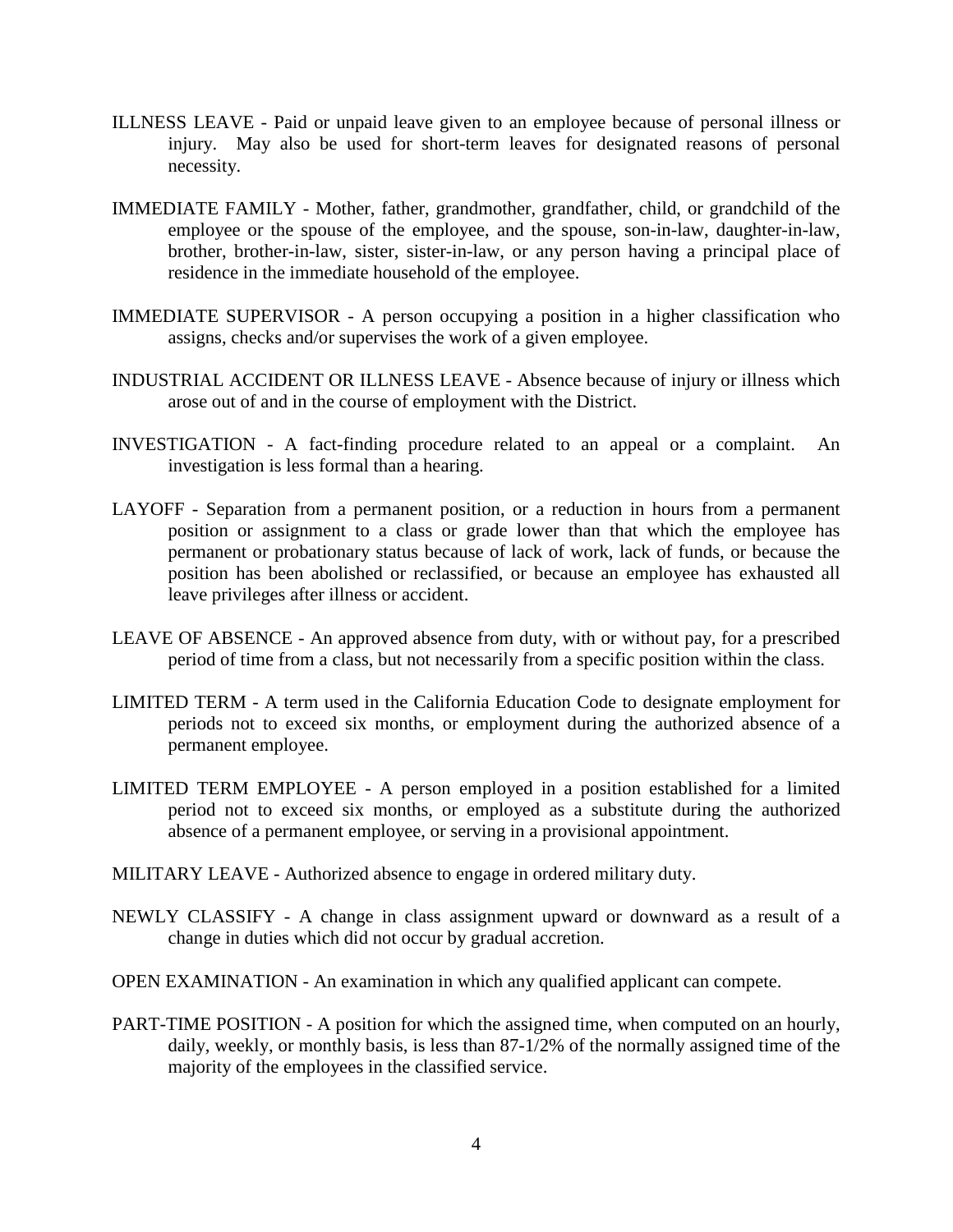ILLNESS LEAVE - Paid or unpaid leave given to an employee because of personal illness or injury. May also be used for short-term leaves for designated reasons of personal necessity.

IMMEDIATE FAMILY - Mother, father, grandmother, grandfather, child, or grandchild of the employee or the spouse of the employee, and the spouse, son-in-law, daughter-in-law, brother, brother-in-law, sister, sister-in-law, or any person having a principal place of residence in the immediate household of the employee.

IMMEDIATE SUPERVISOR - A person occupying a position in a higher classification who assigns, checks and/or supervises the work of a given employee.

INDUSTRIAL ACCIDENT OR ILLNESS LEAVE - Absence because of injury or illness which arose out of and in the course of employment with the District.

INVESTIGATION - A fact-finding procedure related to an appeal or a complaint. An investigation is less formal than a hearing.

LAYOFF - Separation from a permanent position, or a reduction in hours from a permanent position or assignment to a class or grade lower than that which the employee has permanent or probationary status because of lack of work, lack of funds, or because the position has been abolished or reclassified, or because an employee has exhausted all leave privileges after illness or accident.

LEAVE OF ABSENCE - An approved absence from duty, with or without pay, for a prescribed period of time from a class, but not necessarily from a specific position within the class.

LIMITED TERM - A term used in the California Education Code to designate employment for periods not to exceed six months, or employment during the authorized absence of a permanent employee.

LIMITED TERM EMPLOYEE - A person employed in a position established for a limited period not to exceed six months, or employed as a substitute during the authorized absence of a permanent employee, or serving in a provisional appointment.

MILITARY LEAVE - Authorized absence to engage in ordered military duty.

NEWLY CLASSIFY - A change in class assignment upward or downward as a result of a change in duties which did not occur by gradual accretion.

OPEN EXAMINATION - An examination in which any qualified applicant can compete.

PART-TIME POSITION - A position for which the assigned time, when computed on an hourly, daily, weekly, or monthly basis, is less than 87-1/2% of the normally assigned time of the majority of the employees in the classified service.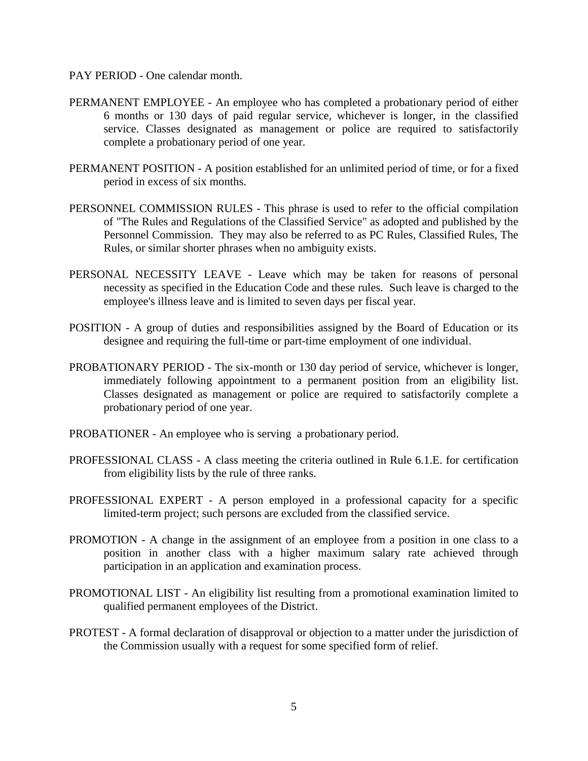PAY PERIOD - One calendar month.

PERMANENT EMPLOYEE - An employee who has completed a probationary period of either 6 months or 130 days of paid regular service, whichever is longer, in the classified service. Classes designated as management or police are required to satisfactorily complete a probationary period of one year.

PERMANENT POSITION - A position established for an unlimited period of time, or for a fixed period in excess of six months.

PERSONNEL COMMISSION RULES - This phrase is used to refer to the official compilation of "The Rules and Regulations of the Classified Service" as adopted and published by the Personnel Commission. They may also be referred to as PC Rules, Classified Rules, The Rules, or similar shorter phrases when no ambiguity exists.

PERSONAL NECESSITY LEAVE - Leave which may be taken for reasons of personal necessity as specified in the Education Code and these rules. Such leave is charged to the employee's illness leave and is limited to seven days per fiscal year.

POSITION - A group of duties and responsibilities assigned by the Board of Education or its designee and requiring the full-time or part-time employment of one individual.

PROBATIONARY PERIOD - The six-month or 130 day period of service, whichever is longer, immediately following appointment to a permanent position from an eligibility list. Classes designated as management or police are required to satisfactorily complete a probationary period of one year.

PROBATIONER - An employee who is serving a probationary period.

PROFESSIONAL CLASS - A class meeting the criteria outlined in Rule 6.1.E. for certification from eligibility lists by the rule of three ranks.

PROFESSIONAL EXPERT - A person employed in a professional capacity for a specific limited-term project; such persons are excluded from the classified service.

PROMOTION - A change in the assignment of an employee from a position in one class to a position in another class with a higher maximum salary rate achieved through participation in an application and examination process.

PROMOTIONAL LIST - An eligibility list resulting from a promotional examination limited to qualified permanent employees of the District.

PROTEST - A formal declaration of disapproval or objection to a matter under the jurisdiction of the Commission usually with a request for some specified form of relief.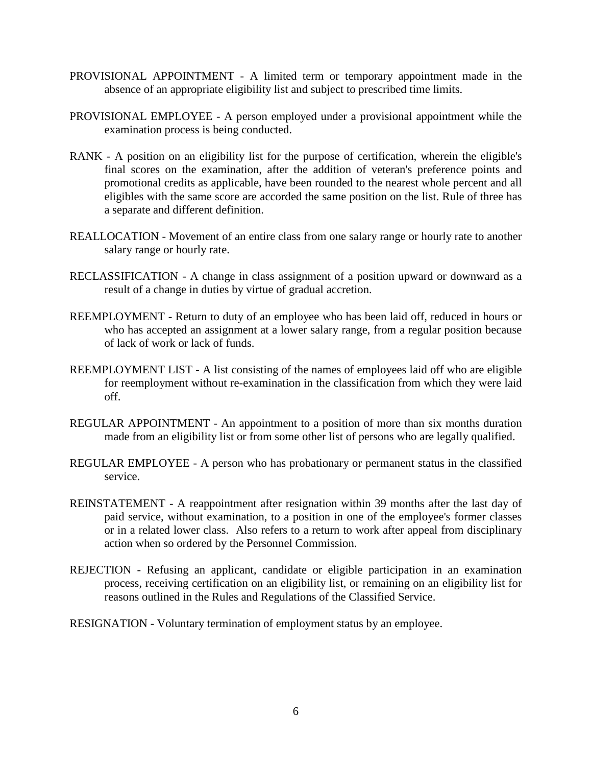PROVISIONAL APPOINTMENT - A limited term or temporary appointment made in the absence of an appropriate eligibility list and subject to prescribed time limits.

PROVISIONAL EMPLOYEE - A person employed under a provisional appointment while the examination process is being conducted.

RANK - A position on an eligibility list for the purpose of certification, wherein the eligible's final scores on the examination, after the addition of veteran's preference points and promotional credits as applicable, have been rounded to the nearest whole percent and all eligibles with the same score are accorded the same position on the list. Rule of three has a separate and different definition.

REALLOCATION - Movement of an entire class from one salary range or hourly rate to another salary range or hourly rate.

RECLASSIFICATION - A change in class assignment of a position upward or downward as a result of a change in duties by virtue of gradual accretion.

REEMPLOYMENT - Return to duty of an employee who has been laid off, reduced in hours or who has accepted an assignment at a lower salary range, from a regular position because of lack of work or lack of funds.

REEMPLOYMENT LIST - A list consisting of the names of employees laid off who are eligible for reemployment without re-examination in the classification from which they were laid off.

REGULAR APPOINTMENT - An appointment to a position of more than six months duration made from an eligibility list or from some other list of persons who are legally qualified.

REGULAR EMPLOYEE - A person who has probationary or permanent status in the classified service.

REINSTATEMENT - A reappointment after resignation within 39 months after the last day of paid service, without examination, to a position in one of the employee's former classes or in a related lower class. Also refers to a return to work after appeal from disciplinary action when so ordered by the Personnel Commission.

REJECTION - Refusing an applicant, candidate or eligible participation in an examination process, receiving certification on an eligibility list, or remaining on an eligibility list for reasons outlined in the Rules and Regulations of the Classified Service.

RESIGNATION - Voluntary termination of employment status by an employee.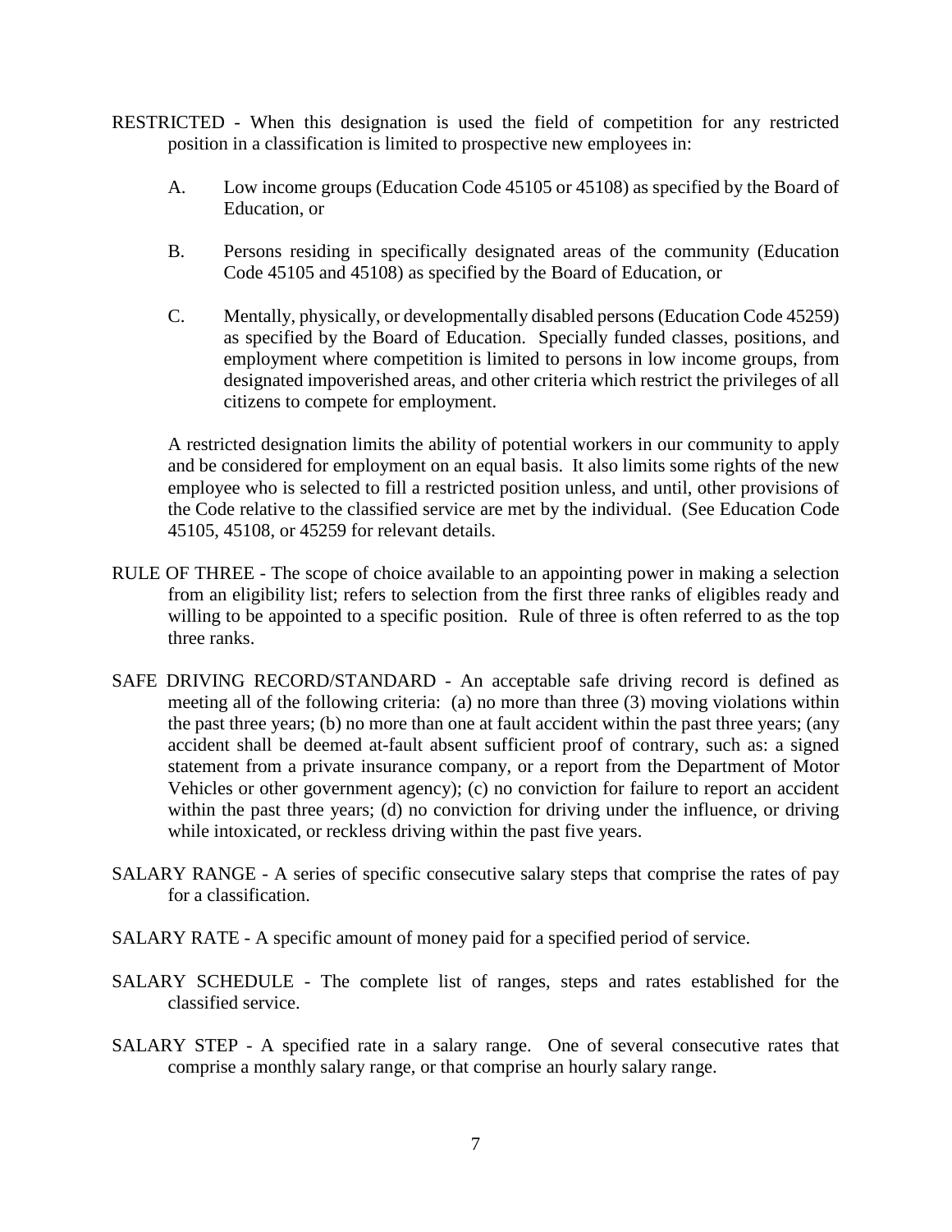RESTRICTED - When this designation is used the field of competition for any restricted position in a classification is limited to prospective new employees in:

A. Low income groups (Education Code 45105 or 45108) as specified by the Board of Education, or

B. Persons residing in specifically designated areas of the community (Education Code 45105 and 45108) as specified by the Board of Education, or

C. Mentally, physically, or developmentally disabled persons (Education Code 45259) as specified by the Board of Education. Specially funded classes, positions, and employment where competition is limited to persons in low income groups, from designated impoverished areas, and other criteria which restrict the privileges of all citizens to compete for employment.

A restricted designation limits the ability of potential workers in our community to apply and be considered for employment on an equal basis. It also limits some rights of the new employee who is selected to fill a restricted position unless, and until, other provisions of the Code relative to the classified service are met by the individual. (See Education Code 45105, 45108, or 45259 for relevant details.

RULE OF THREE - The scope of choice available to an appointing power in making a selection from an eligibility list; refers to selection from the first three ranks of eligibles ready and willing to be appointed to a specific position. Rule of three is often referred to as the top three ranks.

SAFE DRIVING RECORD/STANDARD - An acceptable safe driving record is defined as meeting all of the following criteria: (a) no more than three (3) moving violations within the past three years; (b) no more than one at fault accident within the past three years; (any accident shall be deemed at-fault absent sufficient proof of contrary, such as: a signed statement from a private insurance company, or a report from the Department of Motor Vehicles or other government agency); (c) no conviction for failure to report an accident within the past three years; (d) no conviction for driving under the influence, or driving while intoxicated, or reckless driving within the past five years.

SALARY RANGE - A series of specific consecutive salary steps that comprise the rates of pay for a classification.

SALARY RATE - A specific amount of money paid for a specified period of service.

SALARY SCHEDULE - The complete list of ranges, steps and rates established for the classified service.

SALARY STEP - A specified rate in a salary range. One of several consecutive rates that comprise a monthly salary range, or that comprise an hourly salary range.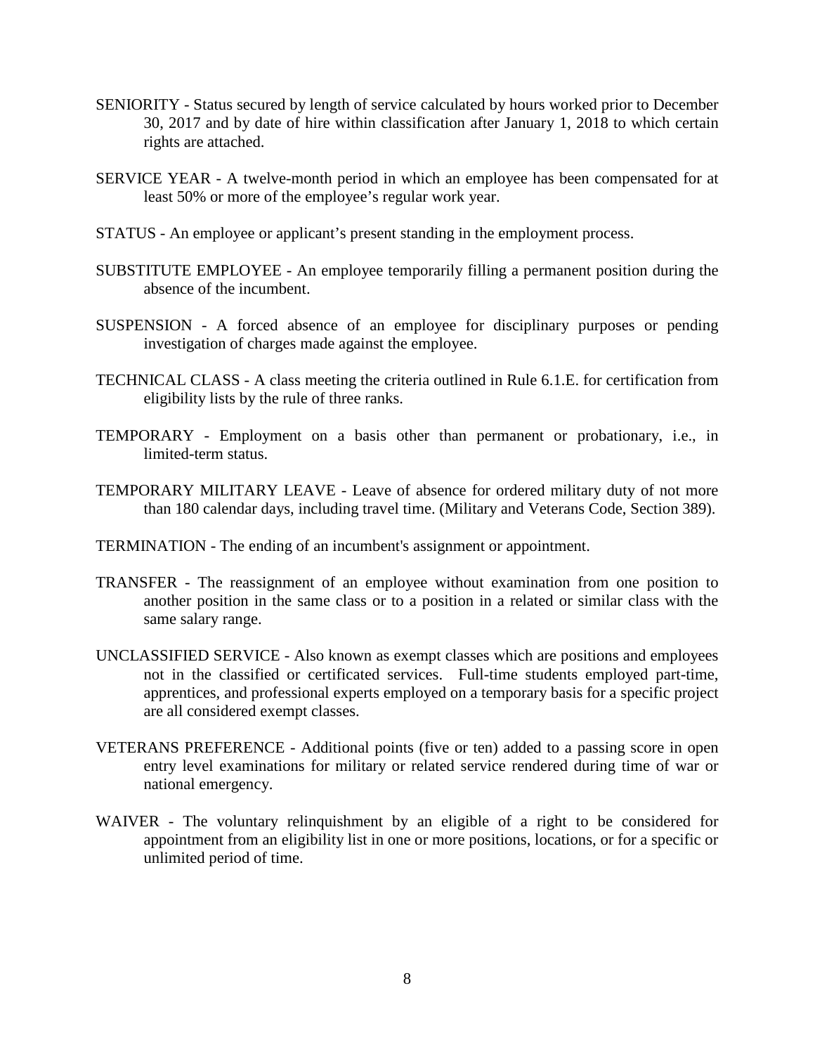SENIORITY - Status secured by length of service calculated by hours worked prior to December 30, 2017 and by date of hire within classification after January 1, 2018 to which certain rights are attached.

SERVICE YEAR - A twelve-month period in which an employee has been compensated for at least 50% or more of the employee's regular work year.

STATUS - An employee or applicant's present standing in the employment process.

SUBSTITUTE EMPLOYEE - An employee temporarily filling a permanent position during the absence of the incumbent.

SUSPENSION - A forced absence of an employee for disciplinary purposes or pending investigation of charges made against the employee.

TECHNICAL CLASS - A class meeting the criteria outlined in Rule 6.1.E. for certification from eligibility lists by the rule of three ranks.

TEMPORARY - Employment on a basis other than permanent or probationary, i.e., in limited-term status.

TEMPORARY MILITARY LEAVE - Leave of absence for ordered military duty of not more than 180 calendar days, including travel time. (Military and Veterans Code, Section 389).

TERMINATION - The ending of an incumbent's assignment or appointment.

TRANSFER - The reassignment of an employee without examination from one position to another position in the same class or to a position in a related or similar class with the same salary range.

UNCLASSIFIED SERVICE - Also known as exempt classes which are positions and employees not in the classified or certificated services. Full-time students employed part-time, apprentices, and professional experts employed on a temporary basis for a specific project are all considered exempt classes.

VETERANS PREFERENCE - Additional points (five or ten) added to a passing score in open entry level examinations for military or related service rendered during time of war or national emergency.

WAIVER - The voluntary relinquishment by an eligible of a right to be considered for appointment from an eligibility list in one or more positions, locations, or for a specific or unlimited period of time.